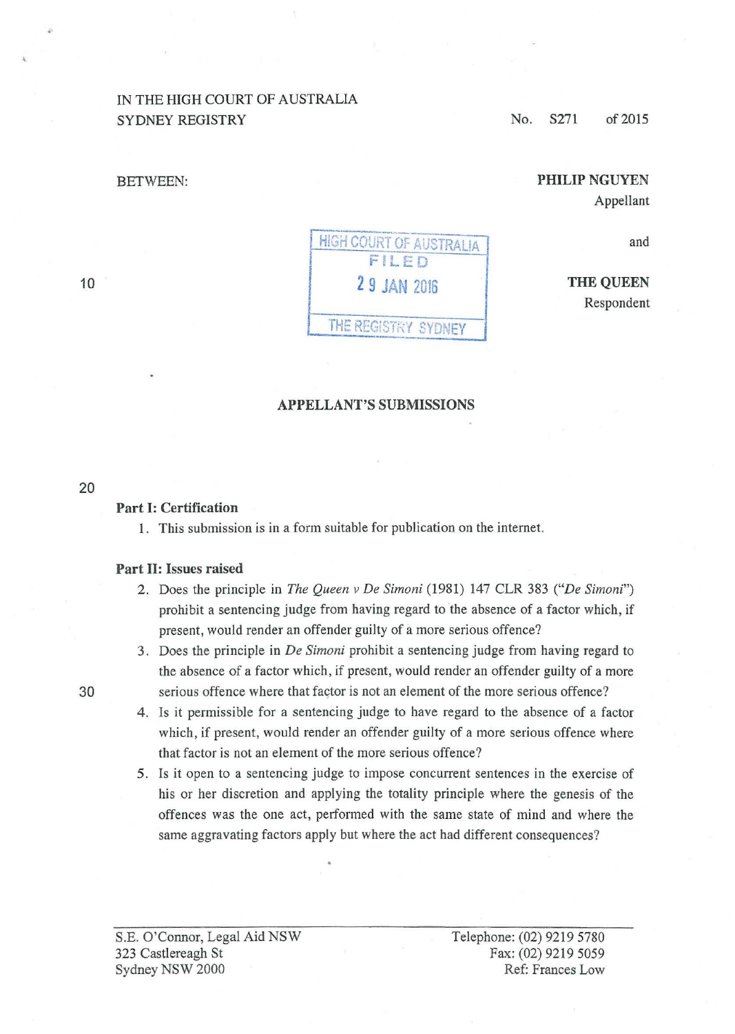IN THE HIGH COURT OF AUSTRALIA
SYDNEY REGISTRY

No. S271 of 2015

BETWEEN:

**PHILIP NGUYEN**
Appellant

and

**THE QUEEN**
Respondent

HIGH COURT OF AUSTRALIA
FILED
29 JAN 2016
THE REGISTRY SYDNEY

**APPELLANT'S SUBMISSIONS**

**Part I: Certification**

1. This submission is in a form suitable for publication on the internet.

**Part II: Issues raised**

2. Does the principle in *The Queen v De Simoni* (1981) 147 CLR 383 ("*De Simoni*") prohibit a sentencing judge from having regard to the absence of a factor which, if present, would render an offender guilty of a more serious offence?
3. Does the principle in *De Simoni* prohibit a sentencing judge from having regard to the absence of a factor which, if present, would render an offender guilty of a more serious offence where that factor is not an element of the more serious offence?
4. Is it permissible for a sentencing judge to have regard to the absence of a factor which, if present, would render an offender guilty of a more serious offence where that factor is not an element of the more serious offence?
5. Is it open to a sentencing judge to impose concurrent sentences in the exercise of his or her discretion and applying the totality principle where the genesis of the offences was the one act, performed with the same state of mind and where the same aggravating factors apply but where the act had different consequences?

S.E. O'Connor, Legal Aid NSW
323 Castlereagh St
Sydney NSW 2000

Telephone: (02) 9219 5780
Fax: (02) 9219 5059
Ref: Frances Low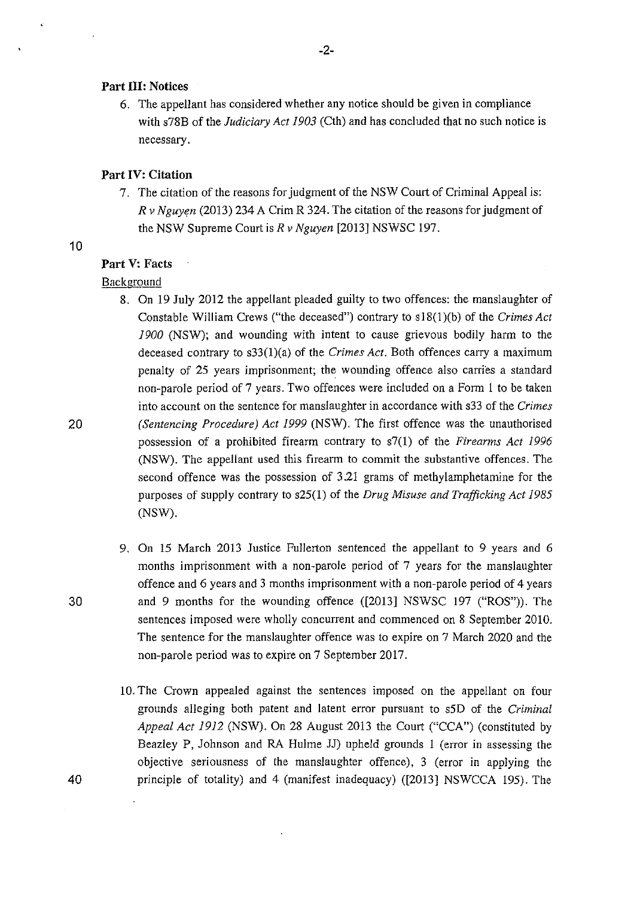### Part III: Notices

6. The appellant has considered whether any notice should be given in compliance with s78B of the *Judiciary Act 1903* (Cth) and has concluded that no such notice is necessary.

### Part IV: Citation

7. The citation of the reasons for judgment of the NSW Court of Criminal Appeal is: *R v Nguyen* (2013) 234 A Crim R 324. The citation of the reasons for judgment of the NSW Supreme Court is *R v Nguyen* [2013] NSWSC 197.

### Part V: Facts

Background

8. On 19 July 2012 the appellant pleaded guilty to two offences: the manslaughter of Constable William Crews ("the deceased") contrary to s18(1)(b) of the *Crimes Act 1900* (NSW); and wounding with intent to cause grievous bodily harm to the deceased contrary to s33(1)(a) of the *Crimes Act*. Both offences carry a maximum penalty of 25 years imprisonment; the wounding offence also carries a standard non-parole period of 7 years. Two offences were included on a Form 1 to be taken into account on the sentence for manslaughter in accordance with s33 of the *Crimes (Sentencing Procedure) Act 1999* (NSW). The first offence was the unauthorised possession of a prohibited firearm contrary to s7(1) of the *Firearms Act 1996* (NSW). The appellant used this firearm to commit the substantive offences. The second offence was the possession of 3.21 grams of methylamphetamine for the purposes of supply contrary to s25(1) of the *Drug Misuse and Trafficking Act 1985* (NSW).

9. On 15 March 2013 Justice Fullerton sentenced the appellant to 9 years and 6 months imprisonment with a non-parole period of 7 years for the manslaughter offence and 6 years and 3 months imprisonment with a non-parole period of 4 years and 9 months for the wounding offence ([2013] NSWSC 197 ("ROS")). The sentences imposed were wholly concurrent and commenced on 8 September 2010. The sentence for the manslaughter offence was to expire on 7 March 2020 and the non-parole period was to expire on 7 September 2017.

10. The Crown appealed against the sentences imposed on the appellant on four grounds alleging both patent and latent error pursuant to s5D of the *Criminal Appeal Act 1912* (NSW). On 28 August 2013 the Court ("CCA") (constituted by Beazley P, Johnson and RA Hulme JJ) upheld grounds 1 (error in assessing the objective seriousness of the manslaughter offence), 3 (error in applying the principle of totality) and 4 (manifest inadequacy) ([2013] NSWCCA 195). The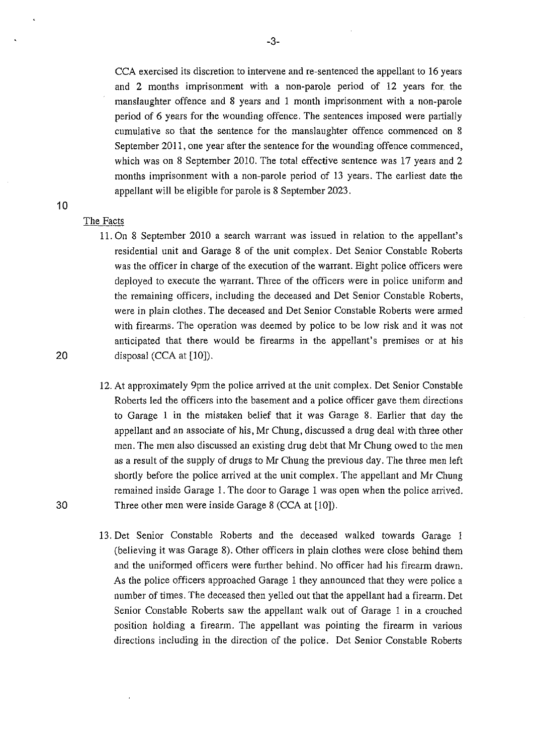CCA exercised its discretion to intervene and re-sentenced the appellant to 16 years and 2 months imprisonment with a non-parole period of 12 years for the manslaughter offence and 8 years and 1 month imprisonment with a non-parole period of 6 years for the wounding offence. The sentences imposed were partially cumulative so that the sentence for the manslaughter offence commenced on 8 September 2011, one year after the sentence for the wounding offence commenced, which was on 8 September 2010. The total effective sentence was 17 years and 2 months imprisonment with a non-parole period of 13 years. The earliest date the appellant will be eligible for parole is 8 September 2023.

## The Facts

11. On 8 September 2010 a search warrant was issued in relation to the appellant's residential unit and Garage 8 of the unit complex. Det Senior Constable Roberts was the officer in charge of the execution of the warrant. Eight police officers were deployed to execute the warrant. Three of the officers were in police uniform and the remaining officers, including the deceased and Det Senior Constable Roberts, were in plain clothes. The deceased and Det Senior Constable Roberts were armed with firearms. The operation was deemed by police to be low risk and it was not anticipated that there would be firearms in the appellant's premises or at his disposal (CCA at [10]).

12. At approximately 9pm the police arrived at the unit complex. Det Senior Constable Roberts led the officers into the basement and a police officer gave them directions to Garage 1 in the mistaken belief that it was Garage 8. Earlier that day the appellant and an associate of his, Mr Chung, discussed a drug deal with three other men. The men also discussed an existing drug debt that Mr Chung owed to the men as a result of the supply of drugs to Mr Chung the previous day. The three men left shortly before the police arrived at the unit complex. The appellant and Mr Chung remained inside Garage 1. The door to Garage 1 was open when the police arrived. Three other men were inside Garage 8 (CCA at [10]).

13. Det Senior Constable Roberts and the deceased walked towards Garage 1 (believing it was Garage 8). Other officers in plain clothes were close behind them and the uniformed officers were further behind. No officer had his firearm drawn. As the police officers approached Garage 1 they announced that they were police a number of times. The deceased then yelled out that the appellant had a firearm. Det Senior Constable Roberts saw the appellant walk out of Garage 1 in a crouched position holding a firearm. The appellant was pointing the firearm in various directions including in the direction of the police. Det Senior Constable Roberts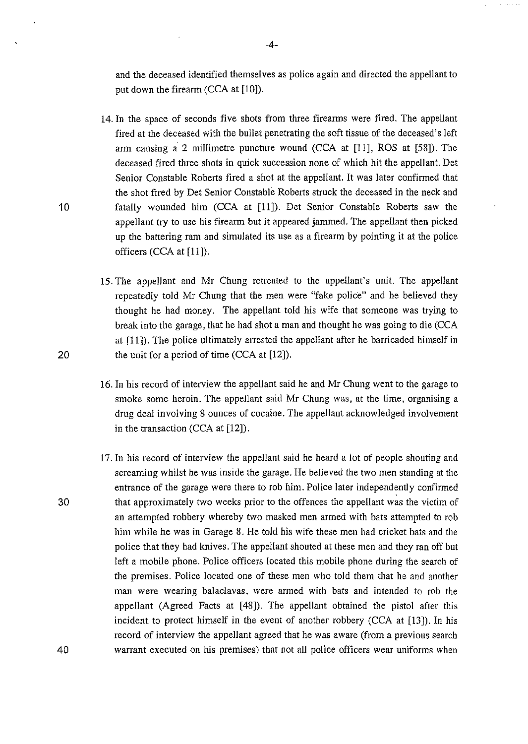and the deceased identified themselves as police again and directed the appellant to put down the firearm (CCA at [10]).

14. In the space of seconds five shots from three firearms were fired. The appellant fired at the deceased with the bullet penetrating the soft tissue of the deceased's left arm causing a 2 millimetre puncture wound (CCA at [11], ROS at [58]). The deceased fired three shots in quick succession none of which hit the appellant. Det Senior Constable Roberts fired a shot at the appellant. It was later confirmed that the shot fired by Det Senior Constable Roberts struck the deceased in the neck and fatally wounded him (CCA at [11]). Det Senior Constable Roberts saw the appellant try to use his firearm but it appeared jammed. The appellant then picked up the battering ram and simulated its use as a firearm by pointing it at the police officers (CCA at [11]).

15. The appellant and Mr Chung retreated to the appellant's unit. The appellant repeatedly told Mr Chung that the men were "fake police" and he believed they thought he had money. The appellant told his wife that someone was trying to break into the garage, that he had shot a man and thought he was going to die (CCA at [11]). The police ultimately arrested the appellant after he barricaded himself in the unit for a period of time (CCA at [12]).

16. In his record of interview the appellant said he and Mr Chung went to the garage to smoke some heroin. The appellant said Mr Chung was, at the time, organising a drug deal involving 8 ounces of cocaine. The appellant acknowledged involvement in the transaction (CCA at [12]).

17. In his record of interview the appellant said he heard a lot of people shouting and screaming whilst he was inside the garage. He believed the two men standing at the entrance of the garage were there to rob him. Police later independently confirmed that approximately two weeks prior to the offences the appellant was the victim of an attempted robbery whereby two masked men armed with bats attempted to rob him while he was in Garage 8. He told his wife these men had cricket bats and the police that they had knives. The appellant shouted at these men and they ran off but left a mobile phone. Police officers located this mobile phone during the search of the premises. Police located one of these men who told them that he and another man were wearing balaclavas, were armed with bats and intended to rob the appellant (Agreed Facts at [48]). The appellant obtained the pistol after this incident to protect himself in the event of another robbery (CCA at [13]). In his record of interview the appellant agreed that he was aware (from a previous search warrant executed on his premises) that not all police officers wear uniforms when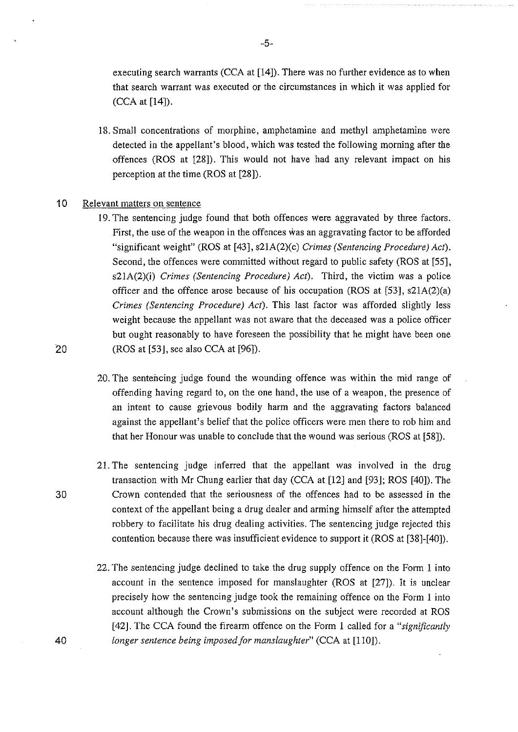executing search warrants (CCA at [14]). There was no further evidence as to when that search warrant was executed or the circumstances in which it was applied for (CCA at [14]).

18. Small concentrations of morphine, amphetamine and methyl amphetamine were detected in the appellant's blood, which was tested the following morning after the offences (ROS at [28]). This would not have had any relevant impact on his perception at the time (ROS at [28]).

## Relevant matters on sentence

19. The sentencing judge found that both offences were aggravated by three factors. First, the use of the weapon in the offences was an aggravating factor to be afforded "significant weight" (ROS at [43], s21A(2)(c) *Crimes (Sentencing Procedure) Act*). Second, the offences were committed without regard to public safety (ROS at [55], s21A(2)(i) *Crimes (Sentencing Procedure) Act*). Third, the victim was a police officer and the offence arose because of his occupation (ROS at [53], s21A(2)(a) *Crimes (Sentencing Procedure) Act*). This last factor was afforded slightly less weight because the appellant was not aware that the deceased was a police officer but ought reasonably to have foreseen the possibility that he might have been one (ROS at [53], see also CCA at [96]).

20. The sentencing judge found the wounding offence was within the mid range of offending having regard to, on the one hand, the use of a weapon, the presence of an intent to cause grievous bodily harm and the aggravating factors balanced against the appellant's belief that the police officers were men there to rob him and that her Honour was unable to conclude that the wound was serious (ROS at [58]).

21. The sentencing judge inferred that the appellant was involved in the drug transaction with Mr Chung earlier that day (CCA at [12] and [93]; ROS [40]). The Crown contended that the seriousness of the offences had to be assessed in the context of the appellant being a drug dealer and arming himself after the attempted robbery to facilitate his drug dealing activities. The sentencing judge rejected this contention because there was insufficient evidence to support it (ROS at [38]-[40]).

22. The sentencing judge declined to take the drug supply offence on the Form 1 into account in the sentence imposed for manslaughter (ROS at [27]). It is unclear precisely how the sentencing judge took the remaining offence on the Form 1 into account although the Crown's submissions on the subject were recorded at ROS [42]. The CCA found the firearm offence on the Form 1 called for a "*significantly longer sentence being imposed for manslaughter*" (CCA at [110]).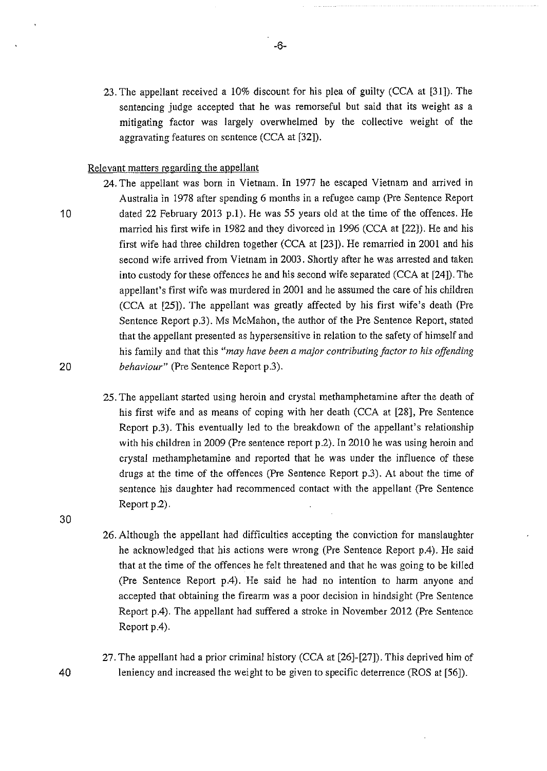23. The appellant received a 10% discount for his plea of guilty (CCA at [31]). The sentencing judge accepted that he was remorseful but said that its weight as a mitigating factor was largely overwhelmed by the collective weight of the aggravating features on sentence (CCA at [32]).

Relevant matters regarding the appellant

24. The appellant was born in Vietnam. In 1977 he escaped Vietnam and arrived in Australia in 1978 after spending 6 months in a refugee camp (Pre Sentence Report dated 22 February 2013 p.1). He was 55 years old at the time of the offences. He married his first wife in 1982 and they divorced in 1996 (CCA at [22]). He and his first wife had three children together (CCA at [23]). He remarried in 2001 and his second wife arrived from Vietnam in 2003. Shortly after he was arrested and taken into custody for these offences he and his second wife separated (CCA at [24]). The appellant's first wife was murdered in 2001 and he assumed the care of his children (CCA at [25]). The appellant was greatly affected by his first wife's death (Pre Sentence Report p.3). Ms McMahon, the author of the Pre Sentence Report, stated that the appellant presented as hypersensitive in relation to the safety of himself and his family and that this *"may have been a major contributing factor to his offending behaviour"* (Pre Sentence Report p.3).

25. The appellant started using heroin and crystal methamphetamine after the death of his first wife and as means of coping with her death (CCA at [28], Pre Sentence Report p.3). This eventually led to the breakdown of the appellant's relationship with his children in 2009 (Pre sentence report p.2). In 2010 he was using heroin and crystal methamphetamine and reported that he was under the influence of these drugs at the time of the offences (Pre Sentence Report p.3). At about the time of sentence his daughter had recommenced contact with the appellant (Pre Sentence Report p.2).

26. Although the appellant had difficulties accepting the conviction for manslaughter he acknowledged that his actions were wrong (Pre Sentence Report p.4). He said that at the time of the offences he felt threatened and that he was going to be killed (Pre Sentence Report p.4). He said he had no intention to harm anyone and accepted that obtaining the firearm was a poor decision in hindsight (Pre Sentence Report p.4). The appellant had suffered a stroke in November 2012 (Pre Sentence Report p.4).

27. The appellant had a prior criminal history (CCA at [26]-[27]). This deprived him of leniency and increased the weight to be given to specific deterrence (ROS at [56]).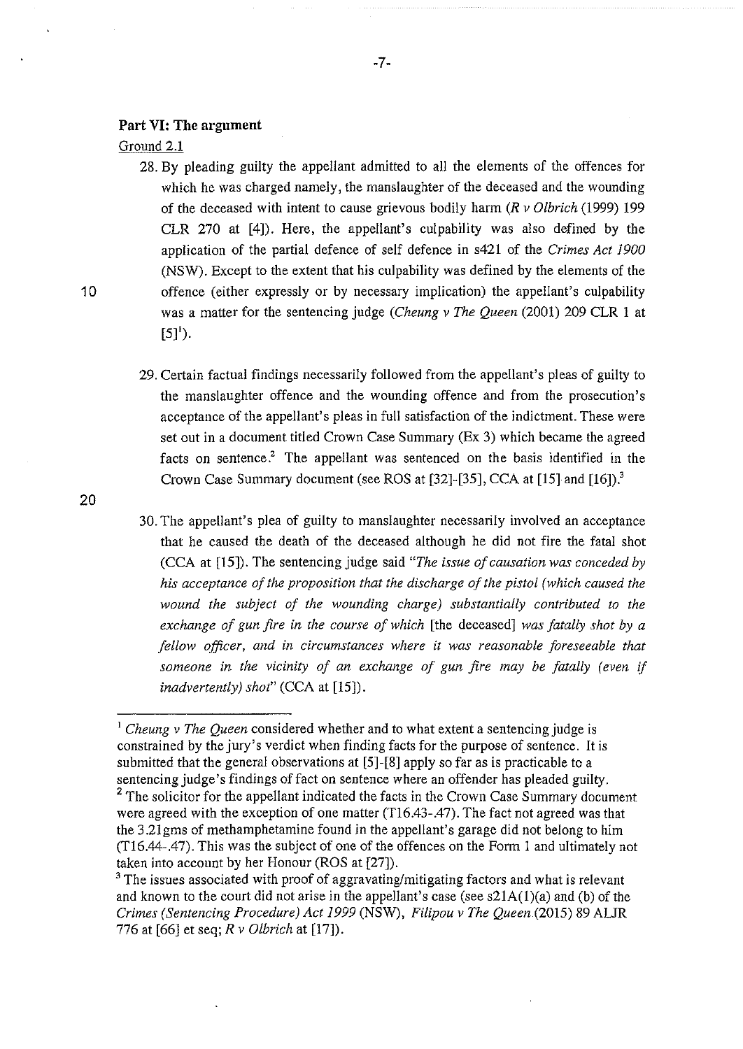### Part VI: The argument

Ground 2.1

28. By pleading guilty the appellant admitted to all the elements of the offences for which he was charged namely, the manslaughter of the deceased and the wounding of the deceased with intent to cause grievous bodily harm (*R v Olbrich* (1999) 199 CLR 270 at [4]). Here, the appellant's culpability was also defined by the application of the partial defence of self defence in s421 of the *Crimes Act 1900* (NSW). Except to the extent that his culpability was defined by the elements of the offence (either expressly or by necessary implication) the appellant's culpability was a matter for the sentencing judge (*Cheung v The Queen* (2001) 209 CLR 1 at [5][1]).

29. Certain factual findings necessarily followed from the appellant's pleas of guilty to the manslaughter offence and the wounding offence and from the prosecution's acceptance of the appellant's pleas in full satisfaction of the indictment. These were set out in a document titled Crown Case Summary (Ex 3) which became the agreed facts on sentence.[2] The appellant was sentenced on the basis identified in the Crown Case Summary document (see ROS at [32]-[35], CCA at [15] and [16]).[3]

30. The appellant's plea of guilty to manslaughter necessarily involved an acceptance that he caused the death of the deceased although he did not fire the fatal shot (CCA at [15]). The sentencing judge said "*The issue of causation was conceded by his acceptance of the proposition that the discharge of the pistol (which caused the wound the subject of the wounding charge) substantially contributed to the exchange of gun fire in the course of which* [the deceased] *was fatally shot by a fellow officer, and in circumstances where it was reasonable foreseeable that someone in the vicinity of an exchange of gun fire may be fatally (even if inadvertently) shot*" (CCA at [15]).

---

[1] *Cheung v The Queen* considered whether and to what extent a sentencing judge is constrained by the jury's verdict when finding facts for the purpose of sentence. It is submitted that the general observations at [5]-[8] apply so far as is practicable to a sentencing judge's findings of fact on sentence where an offender has pleaded guilty.

[2] The solicitor for the appellant indicated the facts in the Crown Case Summary document were agreed with the exception of one matter (T16.43-.47). The fact not agreed was that the 3.21gms of methamphetamine found in the appellant's garage did not belong to him (T16.44-.47). This was the subject of one of the offences on the Form 1 and ultimately not taken into account by her Honour (ROS at [27]).

[3] The issues associated with proof of aggravating/mitigating factors and what is relevant and known to the court did not arise in the appellant's case (see s21A(1)(a) and (b) of the *Crimes (Sentencing Procedure) Act 1999* (NSW), *Filipou v The Queen* (2015) 89 ALJR 776 at [66] et seq; *R v Olbrich* at [17]).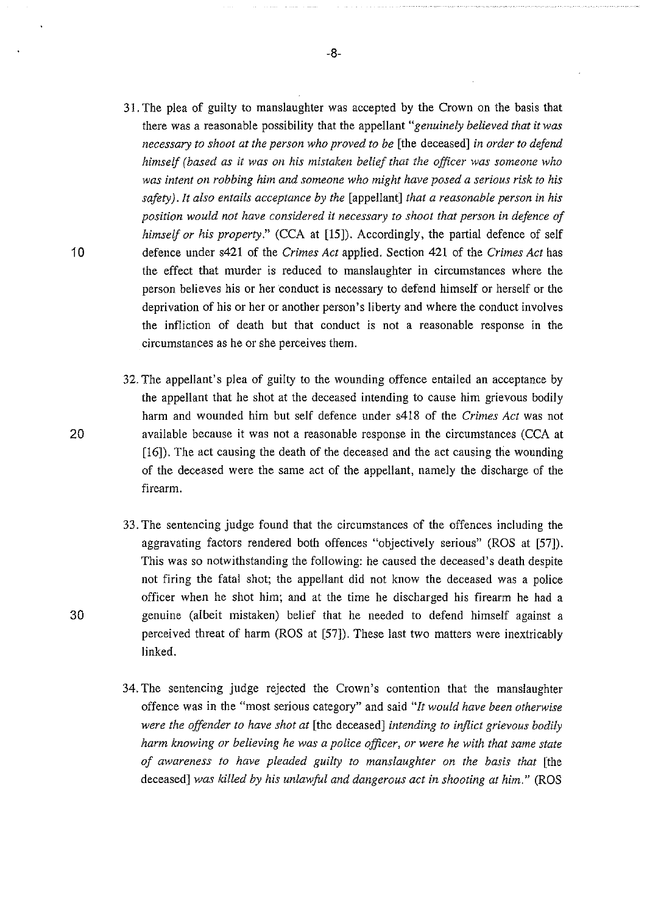31. The plea of guilty to manslaughter was accepted by the Crown on the basis that there was a reasonable possibility that the appellant "*genuinely believed that it was necessary to shoot at the person who proved to be* [the deceased] *in order to defend himself (based as it was on his mistaken belief that the officer was someone who was intent on robbing him and someone who might have posed a serious risk to his safety). It also entails acceptance by the* [appellant] *that a reasonable person in his position would not have considered it necessary to shoot that person in defence of himself or his property.*" (CCA at [15]). Accordingly, the partial defence of self defence under s421 of the *Crimes Act* applied. Section 421 of the *Crimes Act* has the effect that murder is reduced to manslaughter in circumstances where the person believes his or her conduct is necessary to defend himself or herself or the deprivation of his or her or another person's liberty and where the conduct involves the infliction of death but that conduct is not a reasonable response in the circumstances as he or she perceives them.

32. The appellant's plea of guilty to the wounding offence entailed an acceptance by the appellant that he shot at the deceased intending to cause him grievous bodily harm and wounded him but self defence under s418 of the *Crimes Act* was not available because it was not a reasonable response in the circumstances (CCA at [16]). The act causing the death of the deceased and the act causing the wounding of the deceased were the same act of the appellant, namely the discharge of the firearm.

33. The sentencing judge found that the circumstances of the offences including the aggravating factors rendered both offences "objectively serious" (ROS at [57]). This was so notwithstanding the following: he caused the deceased's death despite not firing the fatal shot; the appellant did not know the deceased was a police officer when he shot him; and at the time he discharged his firearm he had a genuine (albeit mistaken) belief that he needed to defend himself against a perceived threat of harm (ROS at [57]). These last two matters were inextricably linked.

34. The sentencing judge rejected the Crown's contention that the manslaughter offence was in the "most serious category" and said "*It would have been otherwise were the offender to have shot at* [the deceased] *intending to inflict grievous bodily harm knowing or believing he was a police officer, or were he with that same state of awareness to have pleaded guilty to manslaughter on the basis that* [the deceased] *was killed by his unlawful and dangerous act in shooting at him.*" (ROS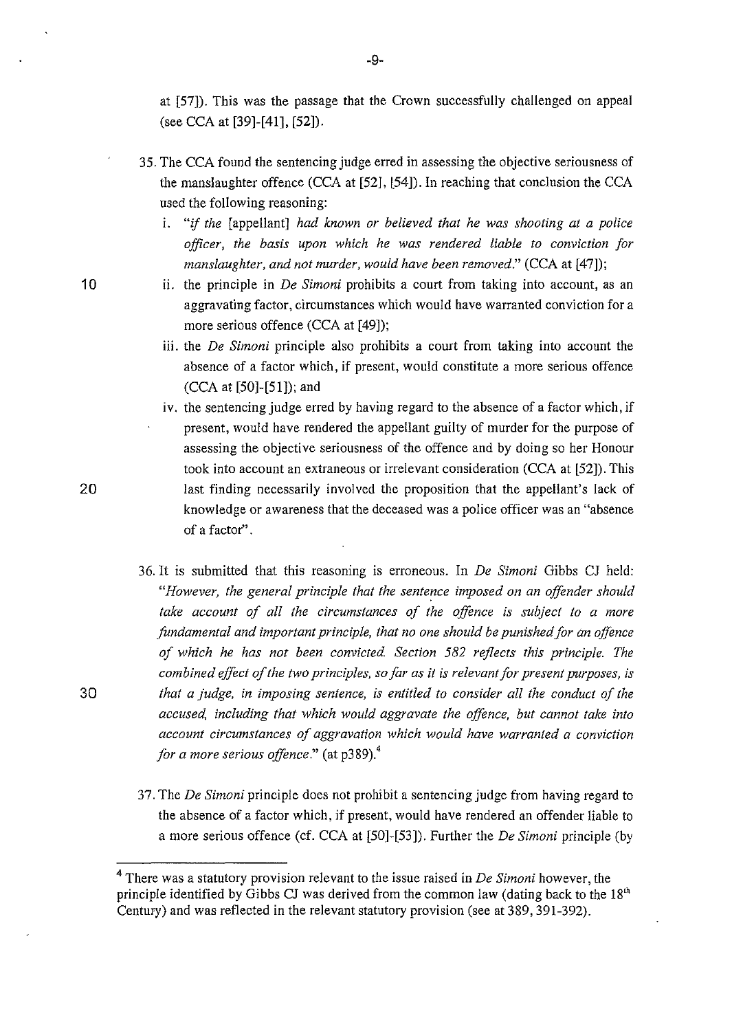at [57]). This was the passage that the Crown successfully challenged on appeal (see CCA at [39]-[41], [52]).

35. The CCA found the sentencing judge erred in assessing the objective seriousness of the manslaughter offence (CCA at [52], [54]). In reaching that conclusion the CCA used the following reasoning:

    i. *"if the* [appellant] *had known or believed that he was shooting at a police officer, the basis upon which he was rendered liable to conviction for manslaughter, and not murder, would have been removed."* (CCA at [47]);

    ii. the principle in *De Simoni* prohibits a court from taking into account, as an aggravating factor, circumstances which would have warranted conviction for a more serious offence (CCA at [49]);

    iii. the *De Simoni* principle also prohibits a court from taking into account the absence of a factor which, if present, would constitute a more serious offence (CCA at [50]-[51]); and

    iv. the sentencing judge erred by having regard to the absence of a factor which, if present, would have rendered the appellant guilty of murder for the purpose of assessing the objective seriousness of the offence and by doing so her Honour took into account an extraneous or irrelevant consideration (CCA at [52]). This last finding necessarily involved the proposition that the appellant's lack of knowledge or awareness that the deceased was a police officer was an "absence of a factor".

36. It is submitted that this reasoning is erroneous. In *De Simoni* Gibbs CJ held: *"However, the general principle that the sentence imposed on an offender should take account of all the circumstances of the offence is subject to a more fundamental and important principle, that no one should be punished for an offence of which he has not been convicted. Section 582 reflects this principle. The combined effect of the two principles, so far as it is relevant for present purposes, is that a judge, in imposing sentence, is entitled to consider all the conduct of the accused, including that which would aggravate the offence, but cannot take into account circumstances of aggravation which would have warranted a conviction for a more serious offence."* (at p389).[4]

37. The *De Simoni* principle does not prohibit a sentencing judge from having regard to the absence of a factor which, if present, would have rendered an offender liable to a more serious offence (cf. CCA at [50]-[53]). Further the *De Simoni* principle (by

---

[4] There was a statutory provision relevant to the issue raised in *De Simoni* however, the principle identified by Gibbs CJ was derived from the common law (dating back to the 18th Century) and was reflected in the relevant statutory provision (see at 389, 391-392).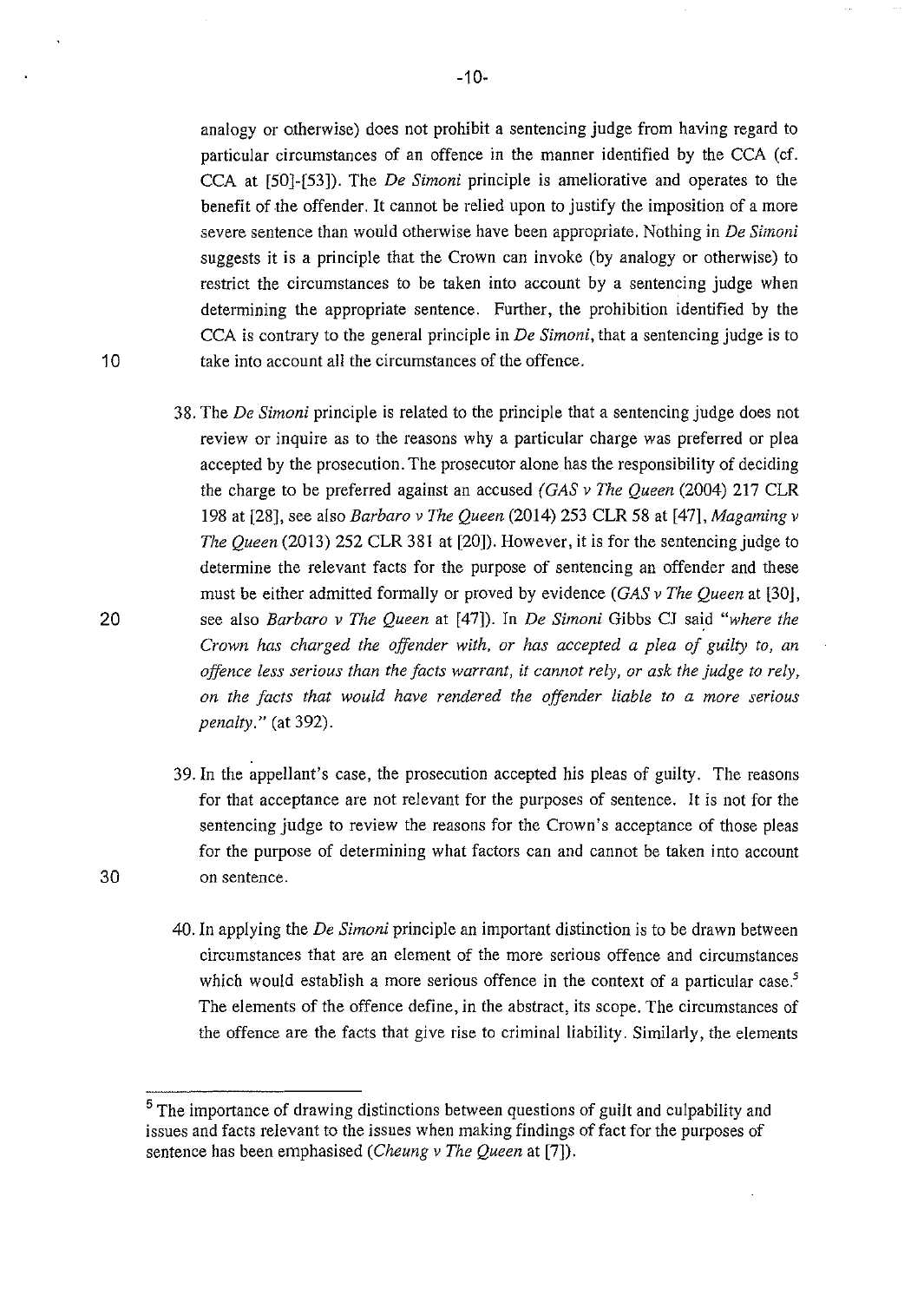analogy or otherwise) does not prohibit a sentencing judge from having regard to particular circumstances of an offence in the manner identified by the CCA (cf. CCA at [50]-[53]). The *De Simoni* principle is ameliorative and operates to the benefit of the offender. It cannot be relied upon to justify the imposition of a more severe sentence than would otherwise have been appropriate. Nothing in *De Simoni* suggests it is a principle that the Crown can invoke (by analogy or otherwise) to restrict the circumstances to be taken into account by a sentencing judge when determining the appropriate sentence. Further, the prohibition identified by the CCA is contrary to the general principle in *De Simoni*, that a sentencing judge is to take into account all the circumstances of the offence.

38. The *De Simoni* principle is related to the principle that a sentencing judge does not review or inquire as to the reasons why a particular charge was preferred or plea accepted by the prosecution. The prosecutor alone has the responsibility of deciding the charge to be preferred against an accused (*GAS v The Queen* (2004) 217 CLR 198 at [28], see also *Barbaro v The Queen* (2014) 253 CLR 58 at [47], *Magaming v The Queen* (2013) 252 CLR 381 at [20]). However, it is for the sentencing judge to determine the relevant facts for the purpose of sentencing an offender and these must be either admitted formally or proved by evidence (*GAS v The Queen* at [30], see also *Barbaro v The Queen* at [47]). In *De Simoni* Gibbs CJ said *"where the Crown has charged the offender with, or has accepted a plea of guilty to, an offence less serious than the facts warrant, it cannot rely, or ask the judge to rely, on the facts that would have rendered the offender liable to a more serious penalty."* (at 392).

39. In the appellant's case, the prosecution accepted his pleas of guilty. The reasons for that acceptance are not relevant for the purposes of sentence. It is not for the sentencing judge to review the reasons for the Crown's acceptance of those pleas for the purpose of determining what factors can and cannot be taken into account on sentence.

40. In applying the *De Simoni* principle an important distinction is to be drawn between circumstances that are an element of the more serious offence and circumstances which would establish a more serious offence in the context of a particular case.[5] The elements of the offence define, in the abstract, its scope. The circumstances of the offence are the facts that give rise to criminal liability. Similarly, the elements

[5] The importance of drawing distinctions between questions of guilt and culpability and issues and facts relevant to the issues when making findings of fact for the purposes of sentence has been emphasised (*Cheung v The Queen* at [7]).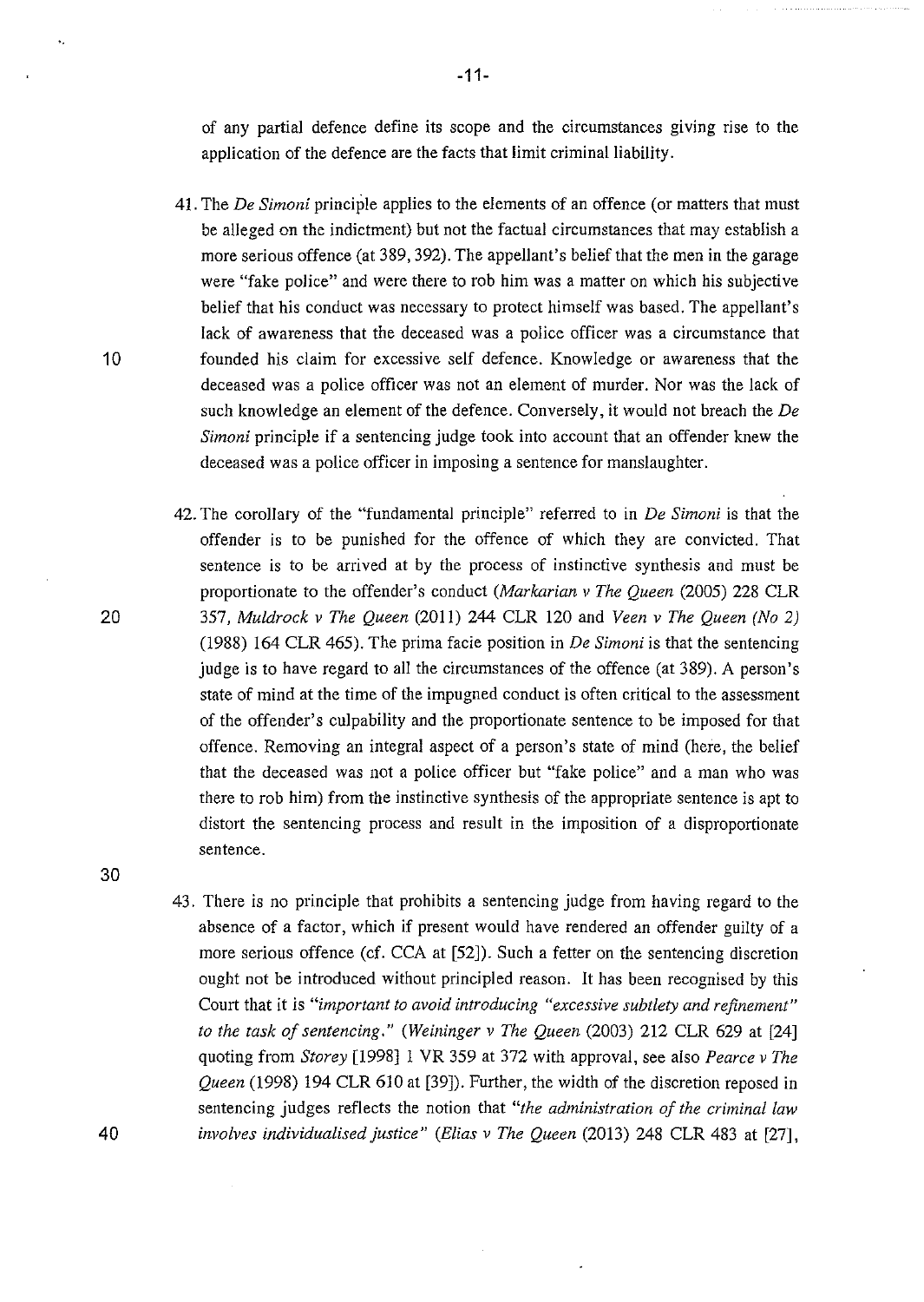of any partial defence define its scope and the circumstances giving rise to the application of the defence are the facts that limit criminal liability.

41. The *De Simoni* principle applies to the elements of an offence (or matters that must be alleged on the indictment) but not the factual circumstances that may establish a more serious offence (at 389, 392). The appellant's belief that the men in the garage were "fake police" and were there to rob him was a matter on which his subjective belief that his conduct was necessary to protect himself was based. The appellant's lack of awareness that the deceased was a police officer was a circumstance that founded his claim for excessive self defence. Knowledge or awareness that the deceased was a police officer was not an element of murder. Nor was the lack of such knowledge an element of the defence. Conversely, it would not breach the *De Simoni* principle if a sentencing judge took into account that an offender knew the deceased was a police officer in imposing a sentence for manslaughter.

42. The corollary of the "fundamental principle" referred to in *De Simoni* is that the offender is to be punished for the offence of which they are convicted. That sentence is to be arrived at by the process of instinctive synthesis and must be proportionate to the offender's conduct (*Markarian v The Queen* (2005) 228 CLR 357, *Muldrock v The Queen* (2011) 244 CLR 120 and *Veen v The Queen (No 2)* (1988) 164 CLR 465). The prima facie position in *De Simoni* is that the sentencing judge is to have regard to all the circumstances of the offence (at 389). A person's state of mind at the time of the impugned conduct is often critical to the assessment of the offender's culpability and the proportionate sentence to be imposed for that offence. Removing an integral aspect of a person's state of mind (here, the belief that the deceased was not a police officer but "fake police" and a man who was there to rob him) from the instinctive synthesis of the appropriate sentence is apt to distort the sentencing process and result in the imposition of a disproportionate sentence.

43. There is no principle that prohibits a sentencing judge from having regard to the absence of a factor, which if present would have rendered an offender guilty of a more serious offence (cf. CCA at [52]). Such a fetter on the sentencing discretion ought not be introduced without principled reason. It has been recognised by this Court that it is *"important to avoid introducing "excessive subtlety and refinement" to the task of sentencing."* (*Weininger v The Queen* (2003) 212 CLR 629 at [24] quoting from *Storey* [1998] 1 VR 359 at 372 with approval, see also *Pearce v The Queen* (1998) 194 CLR 610 at [39]). Further, the width of the discretion reposed in sentencing judges reflects the notion that *"the administration of the criminal law involves individualised justice"* (*Elias v The Queen* (2013) 248 CLR 483 at [27],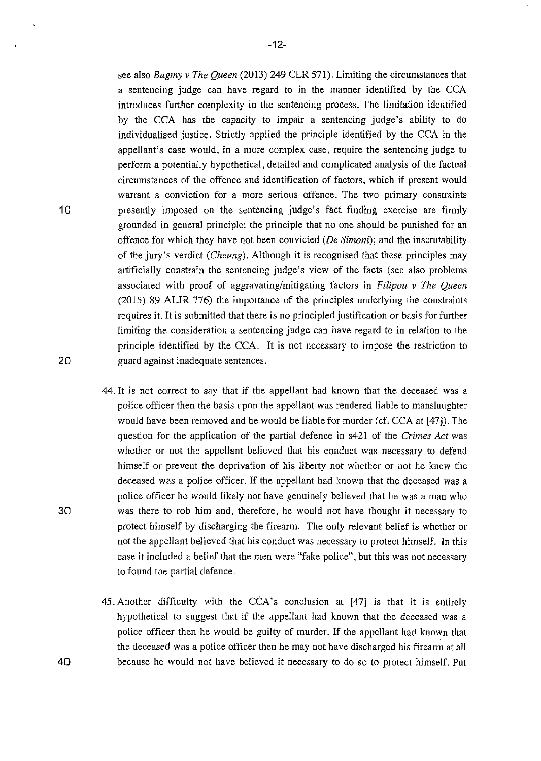see also *Bugmy v The Queen* (2013) 249 CLR 571). Limiting the circumstances that a sentencing judge can have regard to in the manner identified by the CCA introduces further complexity in the sentencing process. The limitation identified by the CCA has the capacity to impair a sentencing judge's ability to do individualised justice. Strictly applied the principle identified by the CCA in the appellant's case would, in a more complex case, require the sentencing judge to perform a potentially hypothetical, detailed and complicated analysis of the factual circumstances of the offence and identification of factors, which if present would warrant a conviction for a more serious offence. The two primary constraints presently imposed on the sentencing judge's fact finding exercise are firmly grounded in general principle: the principle that no one should be punished for an offence for which they have not been convicted (*De Simoni*); and the inscrutability of the jury's verdict (*Cheung*). Although it is recognised that these principles may artificially constrain the sentencing judge's view of the facts (see also problems associated with proof of aggravating/mitigating factors in *Filipou v The Queen* (2015) 89 ALJR 776) the importance of the principles underlying the constraints requires it. It is submitted that there is no principled justification or basis for further limiting the consideration a sentencing judge can have regard to in relation to the principle identified by the CCA. It is not necessary to impose the restriction to guard against inadequate sentences.

44. It is not correct to say that if the appellant had known that the deceased was a police officer then the basis upon the appellant was rendered liable to manslaughter would have been removed and he would be liable for murder (cf. CCA at [47]). The question for the application of the partial defence in s421 of the *Crimes Act* was whether or not the appellant believed that his conduct was necessary to defend himself or prevent the deprivation of his liberty not whether or not he knew the deceased was a police officer. If the appellant had known that the deceased was a police officer he would likely not have genuinely believed that he was a man who was there to rob him and, therefore, he would not have thought it necessary to protect himself by discharging the firearm. The only relevant belief is whether or not the appellant believed that his conduct was necessary to protect himself. In this case it included a belief that the men were "fake police", but this was not necessary to found the partial defence.

45. Another difficulty with the CCA's conclusion at [47] is that it is entirely hypothetical to suggest that if the appellant had known that the deceased was a police officer then he would be guilty of murder. If the appellant had known that the deceased was a police officer then he may not have discharged his firearm at all because he would not have believed it necessary to do so to protect himself. Put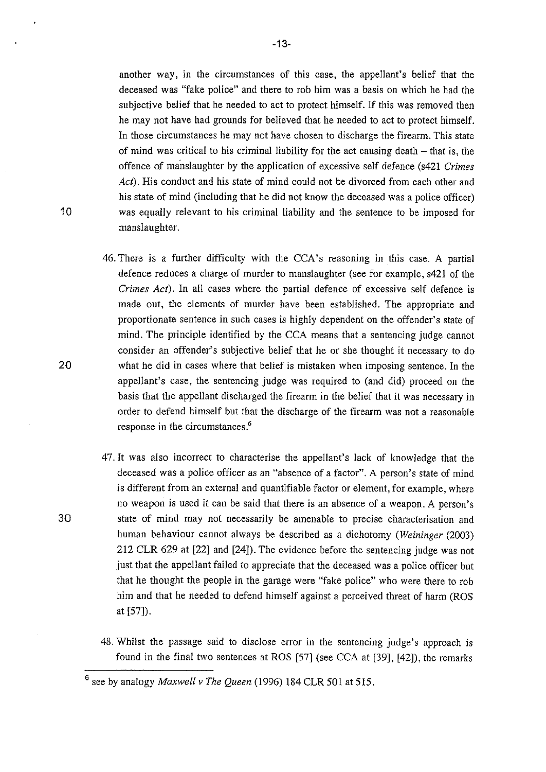another way, in the circumstances of this case, the appellant's belief that the deceased was "fake police" and there to rob him was a basis on which he had the subjective belief that he needed to act to protect himself. If this was removed then he may not have had grounds for believed that he needed to act to protect himself. In those circumstances he may not have chosen to discharge the firearm. This state of mind was critical to his criminal liability for the act causing death – that is, the offence of manslaughter by the application of excessive self defence (s421 *Crimes Act*). His conduct and his state of mind could not be divorced from each other and his state of mind (including that he did not know the deceased was a police officer) was equally relevant to his criminal liability and the sentence to be imposed for manslaughter.

46. There is a further difficulty with the CCA's reasoning in this case. A partial defence reduces a charge of murder to manslaughter (see for example, s421 of the *Crimes Act*). In all cases where the partial defence of excessive self defence is made out, the elements of murder have been established. The appropriate and proportionate sentence in such cases is highly dependent on the offender's state of mind. The principle identified by the CCA means that a sentencing judge cannot consider an offender's subjective belief that he or she thought it necessary to do what he did in cases where that belief is mistaken when imposing sentence. In the appellant's case, the sentencing judge was required to (and did) proceed on the basis that the appellant discharged the firearm in the belief that it was necessary in order to defend himself but that the discharge of the firearm was not a reasonable response in the circumstances.[6]

47. It was also incorrect to characterise the appellant's lack of knowledge that the deceased was a police officer as an "absence of a factor". A person's state of mind is different from an external and quantifiable factor or element, for example, where no weapon is used it can be said that there is an absence of a weapon. A person's state of mind may not necessarily be amenable to precise characterisation and human behaviour cannot always be described as a dichotomy (*Weininger* (2003) 212 CLR 629 at [22] and [24]). The evidence before the sentencing judge was not just that the appellant failed to appreciate that the deceased was a police officer but that he thought the people in the garage were "fake police" who were there to rob him and that he needed to defend himself against a perceived threat of harm (ROS at [57]).

48. Whilst the passage said to disclose error in the sentencing judge's approach is found in the final two sentences at ROS [57] (see CCA at [39], [42]), the remarks

[6] see by analogy *Maxwell v The Queen* (1996) 184 CLR 501 at 515.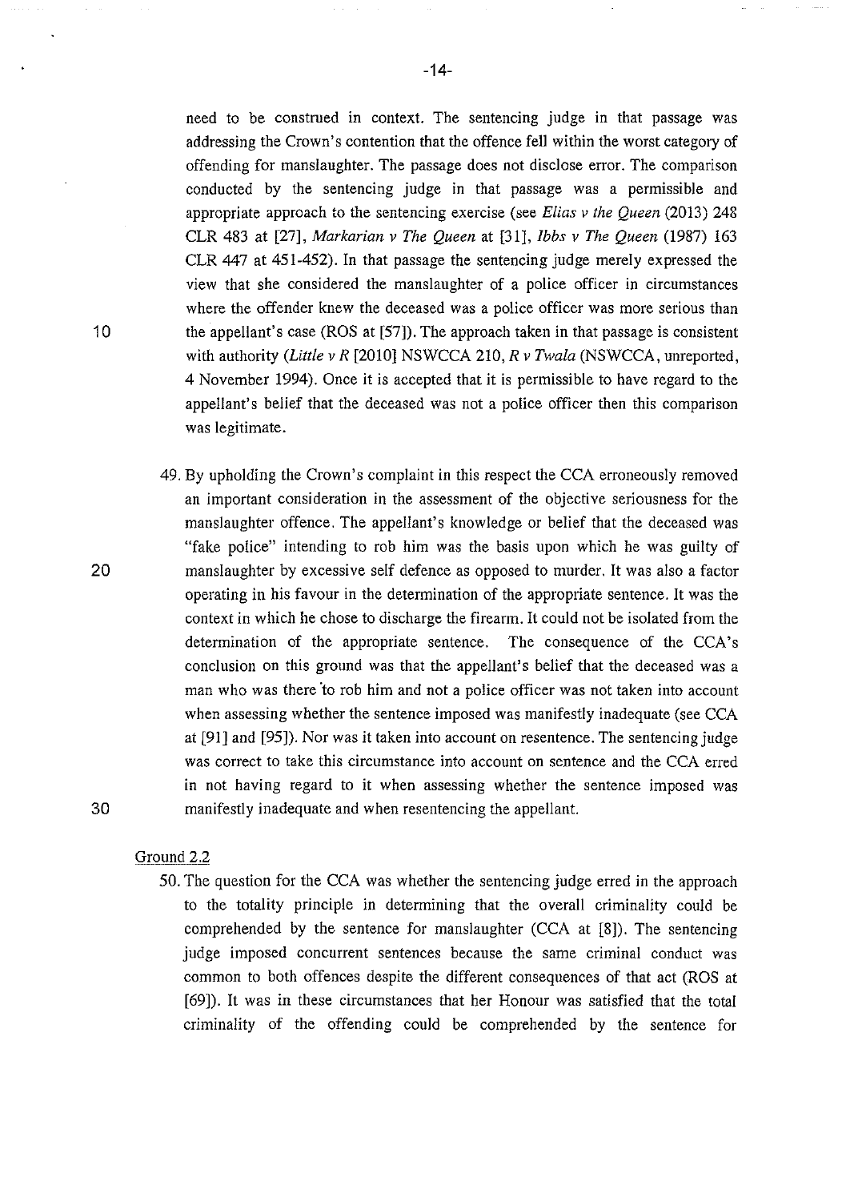need to be construed in context. The sentencing judge in that passage was addressing the Crown's contention that the offence fell within the worst category of offending for manslaughter. The passage does not disclose error. The comparison conducted by the sentencing judge in that passage was a permissible and appropriate approach to the sentencing exercise (see *Elias v the Queen* (2013) 248 CLR 483 at [27], *Markarian v The Queen* at [31], *Ibbs v The Queen* (1987) 163 CLR 447 at 451-452). In that passage the sentencing judge merely expressed the view that she considered the manslaughter of a police officer in circumstances where the offender knew the deceased was a police officer was more serious than the appellant's case (ROS at [57]). The approach taken in that passage is consistent with authority (*Little v R* [2010] NSWCCA 210, *R v Twala* (NSWCCA, unreported, 4 November 1994). Once it is accepted that it is permissible to have regard to the appellant's belief that the deceased was not a police officer then this comparison was legitimate.

49. By upholding the Crown's complaint in this respect the CCA erroneously removed an important consideration in the assessment of the objective seriousness for the manslaughter offence. The appellant's knowledge or belief that the deceased was "fake police" intending to rob him was the basis upon which he was guilty of manslaughter by excessive self defence as opposed to murder. It was also a factor operating in his favour in the determination of the appropriate sentence. It was the context in which he chose to discharge the firearm. It could not be isolated from the determination of the appropriate sentence. The consequence of the CCA's conclusion on this ground was that the appellant's belief that the deceased was a man who was there to rob him and not a police officer was not taken into account when assessing whether the sentence imposed was manifestly inadequate (see CCA at [91] and [95]). Nor was it taken into account on resentence. The sentencing judge was correct to take this circumstance into account on sentence and the CCA erred in not having regard to it when assessing whether the sentence imposed was manifestly inadequate and when resentencing the appellant.

Ground 2.2

50. The question for the CCA was whether the sentencing judge erred in the approach to the totality principle in determining that the overall criminality could be comprehended by the sentence for manslaughter (CCA at [8]). The sentencing judge imposed concurrent sentences because the same criminal conduct was common to both offences despite the different consequences of that act (ROS at [69]). It was in these circumstances that her Honour was satisfied that the total criminality of the offending could be comprehended by the sentence for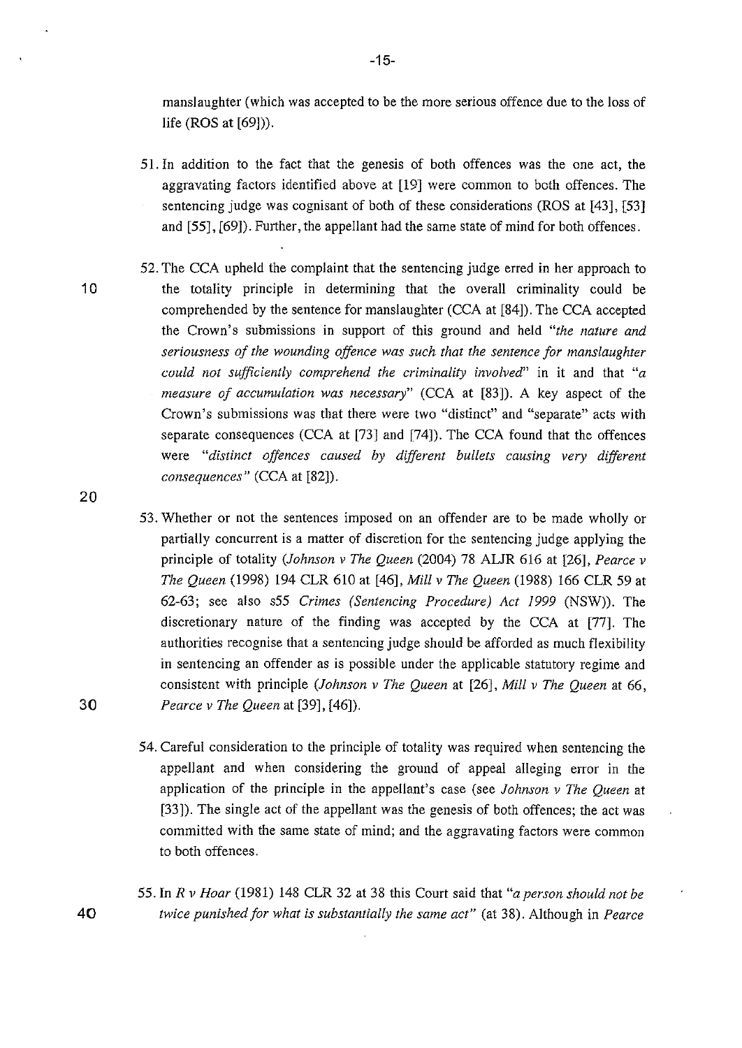manslaughter (which was accepted to be the more serious offence due to the loss of life (ROS at [69])).

51. In addition to the fact that the genesis of both offences was the one act, the aggravating factors identified above at [19] were common to both offences. The sentencing judge was cognisant of both of these considerations (ROS at [43], [53] and [55], [69]). Further, the appellant had the same state of mind for both offences.

52. The CCA upheld the complaint that the sentencing judge erred in her approach to the totality principle in determining that the overall criminality could be comprehended by the sentence for manslaughter (CCA at [84]). The CCA accepted the Crown's submissions in support of this ground and held "*the nature and seriousness of the wounding offence was such that the sentence for manslaughter could not sufficiently comprehend the criminality involved*" in it and that "*a measure of accumulation was necessary*" (CCA at [83]). A key aspect of the Crown's submissions was that there were two "distinct" and "separate" acts with separate consequences (CCA at [73] and [74]). The CCA found that the offences were "*distinct offences caused by different bullets causing very different consequences*" (CCA at [82]).

53. Whether or not the sentences imposed on an offender are to be made wholly or partially concurrent is a matter of discretion for the sentencing judge applying the principle of totality (*Johnson v The Queen* (2004) 78 ALJR 616 at [26], *Pearce v The Queen* (1998) 194 CLR 610 at [46], *Mill v The Queen* (1988) 166 CLR 59 at 62-63; see also s55 *Crimes (Sentencing Procedure) Act 1999* (NSW)). The discretionary nature of the finding was accepted by the CCA at [77]. The authorities recognise that a sentencing judge should be afforded as much flexibility in sentencing an offender as is possible under the applicable statutory regime and consistent with principle (*Johnson v The Queen* at [26], *Mill v The Queen* at 66, *Pearce v The Queen* at [39], [46]).

54. Careful consideration to the principle of totality was required when sentencing the appellant and when considering the ground of appeal alleging error in the application of the principle in the appellant's case (see *Johnson v The Queen* at [33]). The single act of the appellant was the genesis of both offences; the act was committed with the same state of mind; and the aggravating factors were common to both offences.

55. In *R v Hoar* (1981) 148 CLR 32 at 38 this Court said that "*a person should not be twice punished for what is substantially the same act*" (at 38). Although in *Pearce*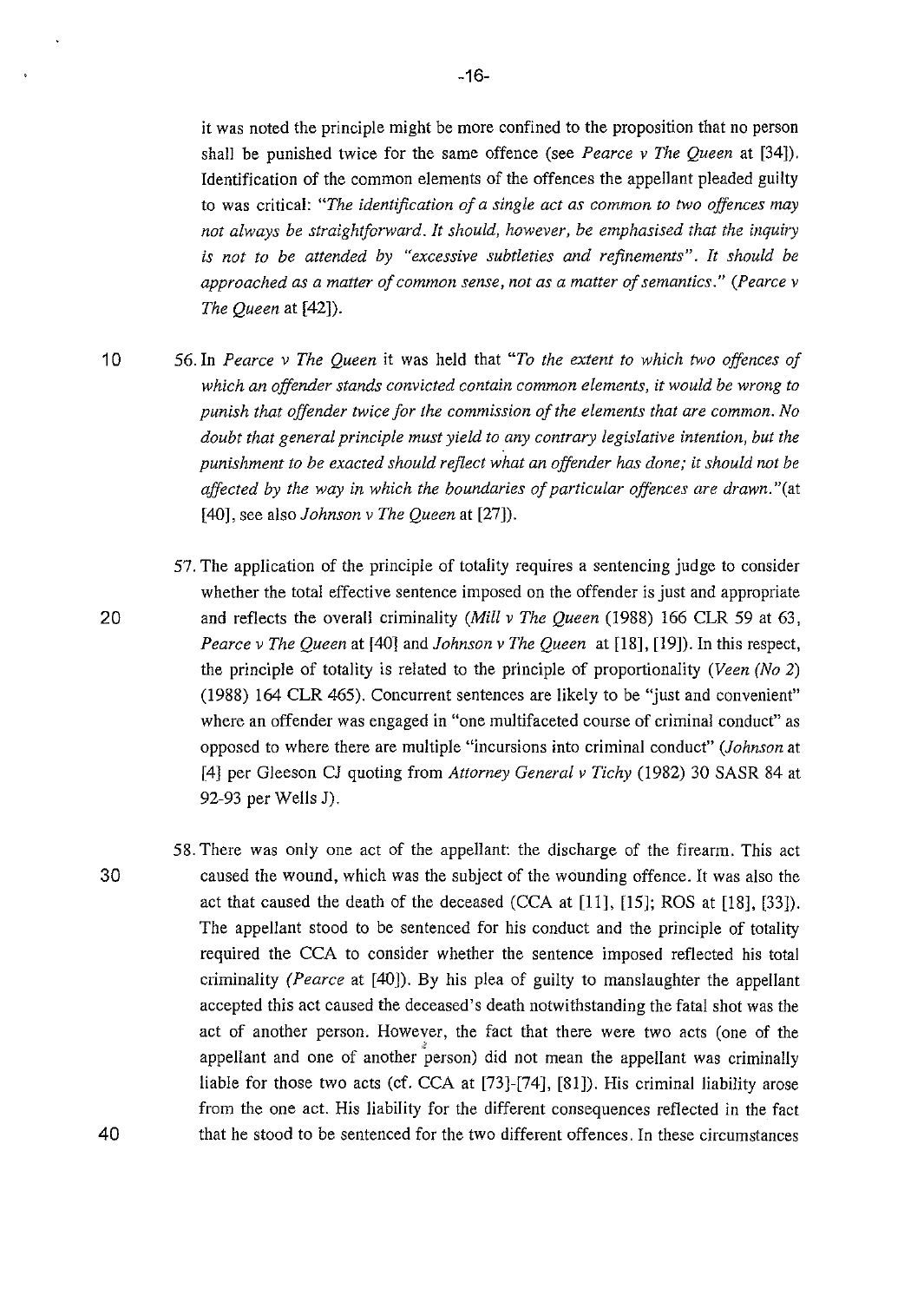it was noted the principle might be more confined to the proposition that no person shall be punished twice for the same offence (see *Pearce v The Queen* at [34]). Identification of the common elements of the offences the appellant pleaded guilty to was critical: *"The identification of a single act as common to two offences may not always be straightforward. It should, however, be emphasised that the inquiry is not to be attended by "excessive subtleties and refinements". It should be approached as a matter of common sense, not as a matter of semantics."* (*Pearce v The Queen* at [42]).

56. In *Pearce v The Queen* it was held that *"To the extent to which two offences of which an offender stands convicted contain common elements, it would be wrong to punish that offender twice for the commission of the elements that are common. No doubt that general principle must yield to any contrary legislative intention, but the punishment to be exacted should reflect what an offender has done; it should not be affected by the way in which the boundaries of particular offences are drawn."*(at [40], see also *Johnson v The Queen* at [27]).

57. The application of the principle of totality requires a sentencing judge to consider whether the total effective sentence imposed on the offender is just and appropriate and reflects the overall criminality (*Mill v The Queen* (1988) 166 CLR 59 at 63, *Pearce v The Queen* at [40] and *Johnson v The Queen* at [18], [19]). In this respect, the principle of totality is related to the principle of proportionality (*Veen (No 2)* (1988) 164 CLR 465). Concurrent sentences are likely to be "just and convenient" where an offender was engaged in "one multifaceted course of criminal conduct" as opposed to where there are multiple "incursions into criminal conduct" (*Johnson* at [4] per Gleeson CJ quoting from *Attorney General v Tichy* (1982) 30 SASR 84 at 92-93 per Wells J).

58. There was only one act of the appellant: the discharge of the firearm. This act caused the wound, which was the subject of the wounding offence. It was also the act that caused the death of the deceased (CCA at [11], [15]; ROS at [18], [33]). The appellant stood to be sentenced for his conduct and the principle of totality required the CCA to consider whether the sentence imposed reflected his total criminality (*Pearce* at [40]). By his plea of guilty to manslaughter the appellant accepted this act caused the deceased's death notwithstanding the fatal shot was the act of another person. However, the fact that there were two acts (one of the appellant and one of another person) did not mean the appellant was criminally liable for those two acts (cf. CCA at [73]-[74], [81]). His criminal liability arose from the one act. His liability for the different consequences reflected in the fact that he stood to be sentenced for the two different offences. In these circumstances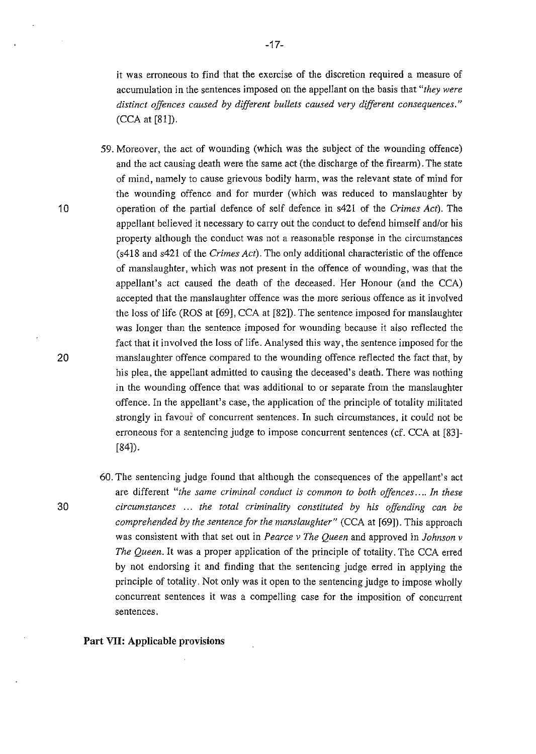it was erroneous to find that the exercise of the discretion required a measure of accumulation in the sentences imposed on the appellant on the basis that *"they were distinct offences caused by different bullets caused very different consequences."* (CCA at [81]).

59. Moreover, the act of wounding (which was the subject of the wounding offence) and the act causing death were the same act (the discharge of the firearm). The state of mind, namely to cause grievous bodily harm, was the relevant state of mind for the wounding offence and for murder (which was reduced to manslaughter by operation of the partial defence of self defence in s421 of the *Crimes Act*). The appellant believed it necessary to carry out the conduct to defend himself and/or his property although the conduct was not a reasonable response in the circumstances (s418 and s421 of the *Crimes Act*). The only additional characteristic of the offence of manslaughter, which was not present in the offence of wounding, was that the appellant's act caused the death of the deceased. Her Honour (and the CCA) accepted that the manslaughter offence was the more serious offence as it involved the loss of life (ROS at [69], CCA at [82]). The sentence imposed for manslaughter was longer than the sentence imposed for wounding because it also reflected the fact that it involved the loss of life. Analysed this way, the sentence imposed for the manslaughter offence compared to the wounding offence reflected the fact that, by his plea, the appellant admitted to causing the deceased's death. There was nothing in the wounding offence that was additional to or separate from the manslaughter offence. In the appellant's case, the application of the principle of totality militated strongly in favour of concurrent sentences. In such circumstances, it could not be erroneous for a sentencing judge to impose concurrent sentences (cf. CCA at [83]-[84]).

60. The sentencing judge found that although the consequences of the appellant's act are different *"the same criminal conduct is common to both offences.... In these circumstances ... the total criminality constituted by his offending can be comprehended by the sentence for the manslaughter"* (CCA at [69]). This approach was consistent with that set out in *Pearce v The Queen* and approved in *Johnson v The Queen*. It was a proper application of the principle of totality. The CCA erred by not endorsing it and finding that the sentencing judge erred in applying the principle of totality. Not only was it open to the sentencing judge to impose wholly concurrent sentences it was a compelling case for the imposition of concurrent sentences.

**Part VII: Applicable provisions**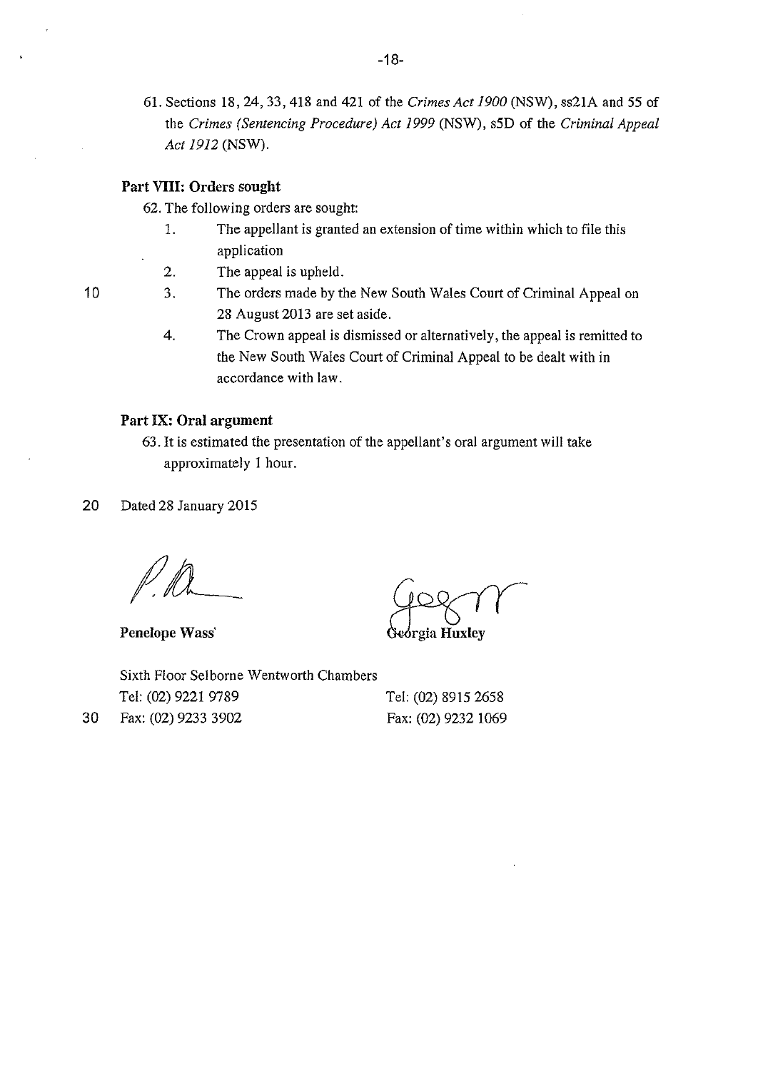61. Sections 18, 24, 33, 418 and 421 of the *Crimes Act 1900* (NSW), ss21A and 55 of the *Crimes (Sentencing Procedure) Act 1999* (NSW), s5D of the *Criminal Appeal Act 1912* (NSW).

## Part VIII: Orders sought

62. The following orders are sought:

1. The appellant is granted an extension of time within which to file this application
2. The appeal is upheld.
3. The orders made by the New South Wales Court of Criminal Appeal on 28 August 2013 are set aside.
4. The Crown appeal is dismissed or alternatively, the appeal is remitted to the New South Wales Court of Criminal Appeal to be dealt with in accordance with law.

## Part IX: Oral argument

63. It is estimated the presentation of the appellant's oral argument will take approximately 1 hour.

Dated 28 January 2015

**Penelope Wass**

Sixth Floor Selborne Wentworth Chambers
Tel: (02) 9221 9789
Fax: (02) 9233 3902

**Georgia Huxley**

Tel: (02) 8915 2658
Fax: (02) 9232 1069